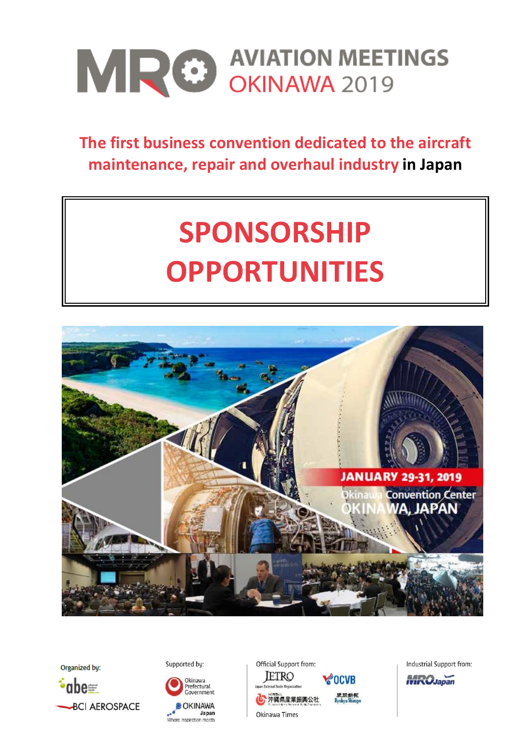# MRO AVIATION MEETINGS OKINAWA 2019

**The first business convention dedicated to the aircraft maintenance, repair and overhaul industry in Japan**

# SPONSORSHIP OPPORTUNITIES

JANUARY 29-31, 2019

Okinawa Convention Center

OKINAWA, JAPAN

Organized by: abe, BCI AEROSPACE

Supported by: Okinawa Prefectural Government, OKINAWA Japan Where inspiration meets

Official Support from: JETRO Japan External Trade Organization, OCVB, 沖縄県産業振興公社, 琉球新報 Ryukyu Shimpo, Okinawa Times

Industrial Support from: MRO Japan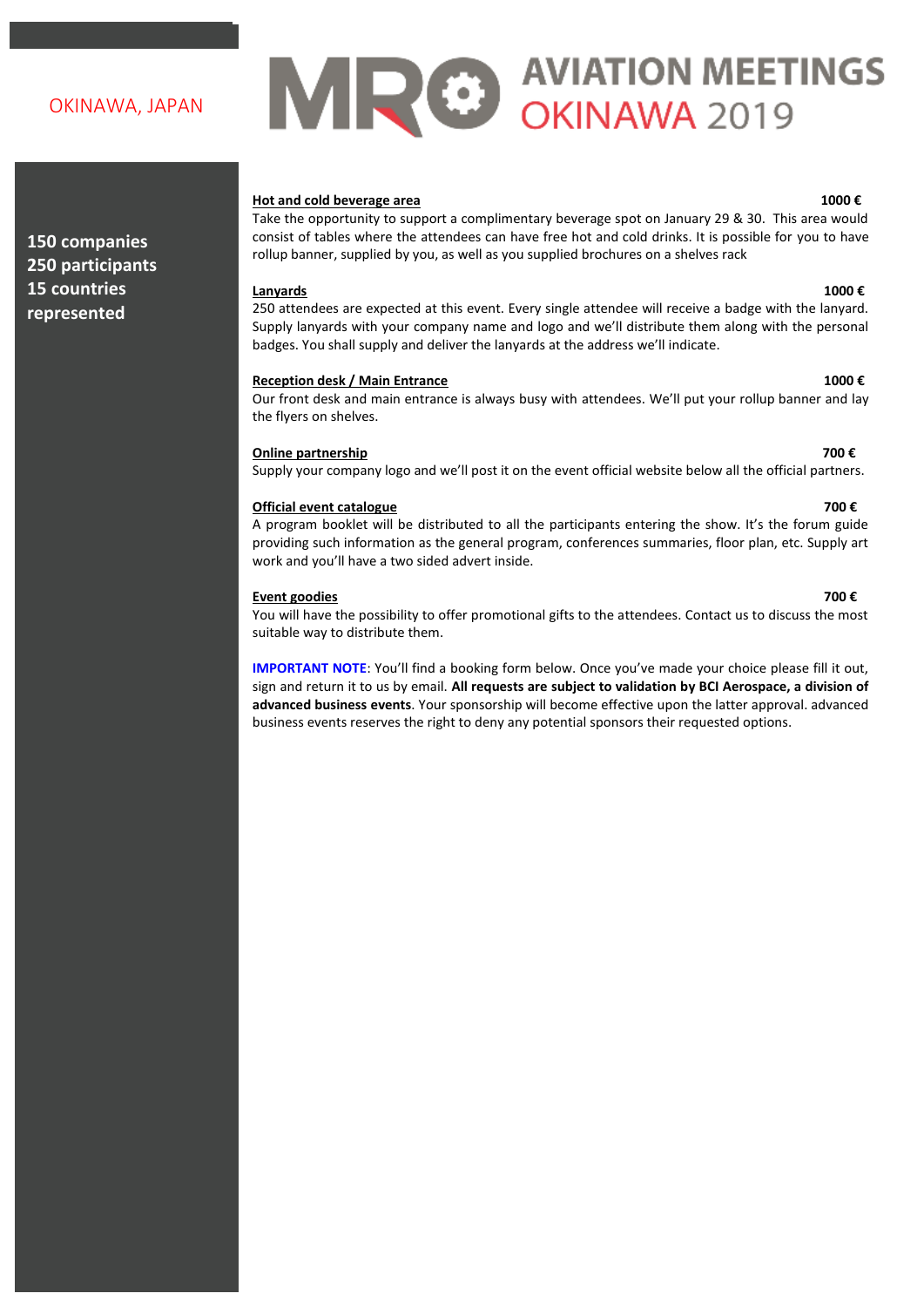OKINAWA, JAPAN

# MRO AVIATION MEETINGS OKINAWA 2019

**150 companies**
**250 participants**
**15 countries represented**

**Hot and cold beverage area** **1000 €**

Take the opportunity to support a complimentary beverage spot on January 29 & 30. This area would consist of tables where the attendees can have free hot and cold drinks. It is possible for you to have rollup banner, supplied by you, as well as you supplied brochures on a shelves rack

**Lanyards** **1000 €**

250 attendees are expected at this event. Every single attendee will receive a badge with the lanyard. Supply lanyards with your company name and logo and we'll distribute them along with the personal badges. You shall supply and deliver the lanyards at the address we'll indicate.

**Reception desk / Main Entrance** **1000 €**

Our front desk and main entrance is always busy with attendees. We'll put your rollup banner and lay the flyers on shelves.

**Online partnership** **700 €**

Supply your company logo and we'll post it on the event official website below all the official partners.

**Official event catalogue** **700 €**

A program booklet will be distributed to all the participants entering the show. It's the forum guide providing such information as the general program, conferences summaries, floor plan, etc. Supply art work and you'll have a two sided advert inside.

**Event goodies** **700 €**

You will have the possibility to offer promotional gifts to the attendees. Contact us to discuss the most suitable way to distribute them.

**IMPORTANT NOTE**: You'll find a booking form below. Once you've made your choice please fill it out, sign and return it to us by email. **All requests are subject to validation by BCI Aerospace, a division of advanced business events**. Your sponsorship will become effective upon the latter approval. advanced business events reserves the right to deny any potential sponsors their requested options.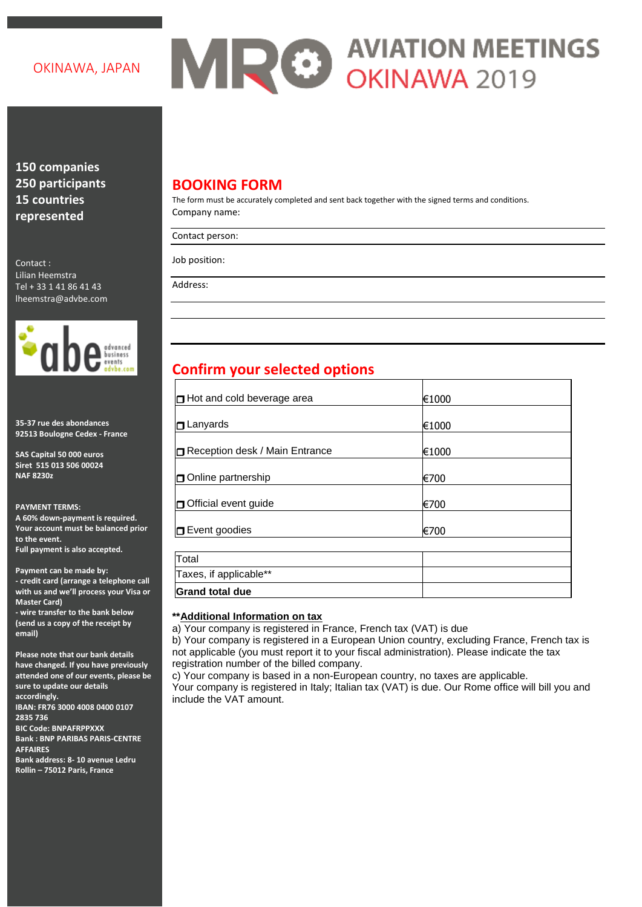OKINAWA, JAPAN

# AVIATION MEETINGS OKINAWA 2019

**150 companies**
**250 participants**
**15 countries represented**

Contact :
Lilian Heemstra
Tel + 33 1 41 86 41 43
lheemstra@advbe.com

**35-37 rue des abondances**
**92513 Boulogne Cedex - France**

**SAS Capital 50 000 euros**
**Siret 515 013 506 00024**
**NAF 8230z**

**PAYMENT TERMS:**
**A 60% down-payment is required.**
**Your account must be balanced prior to the event.**
**Full payment is also accepted.**

**Payment can be made by:**
**- credit card (arrange a telephone call with us and we'll process your Visa or Master Card)**
**- wire transfer to the bank below (send us a copy of the receipt by email)**

**Please note that our bank details have changed. If you have previously attended one of our events, please be sure to update our details accordingly.**
**IBAN: FR76 3000 4008 0400 0107 2835 736**
**BIC Code: BNPAFRPPXXX**
**Bank : BNP PARIBAS PARIS-CENTRE AFFAIRES**
**Bank address: 8- 10 avenue Ledru Rollin – 75012 Paris, France**

## BOOKING FORM

The form must be accurately completed and sent back together with the signed terms and conditions.

Company name:

Contact person:

Job position:

Address:

## Confirm your selected options

| | |
|---|---|
| ❐ Hot and cold beverage area | €1000 |
| ❐ Lanyards | €1000 |
| ❐ Reception desk / Main Entrance | €1000 |
| ❐ Online partnership | €700 |
| ❐ Official event guide | €700 |
| ❐ Event goodies | €700 |

| | |
|---|---|
| Total | |
| Taxes, if applicable** | |
| **Grand total due** | |

**\*\*Additional Information on tax**

a) Your company is registered in France, French tax (VAT) is due
b) Your company is registered in a European Union country, excluding France, French tax is not applicable (you must report it to your fiscal administration). Please indicate the tax registration number of the billed company.
c) Your company is based in a non-European country, no taxes are applicable.
Your company is registered in Italy; Italian tax (VAT) is due. Our Rome office will bill you and include the VAT amount.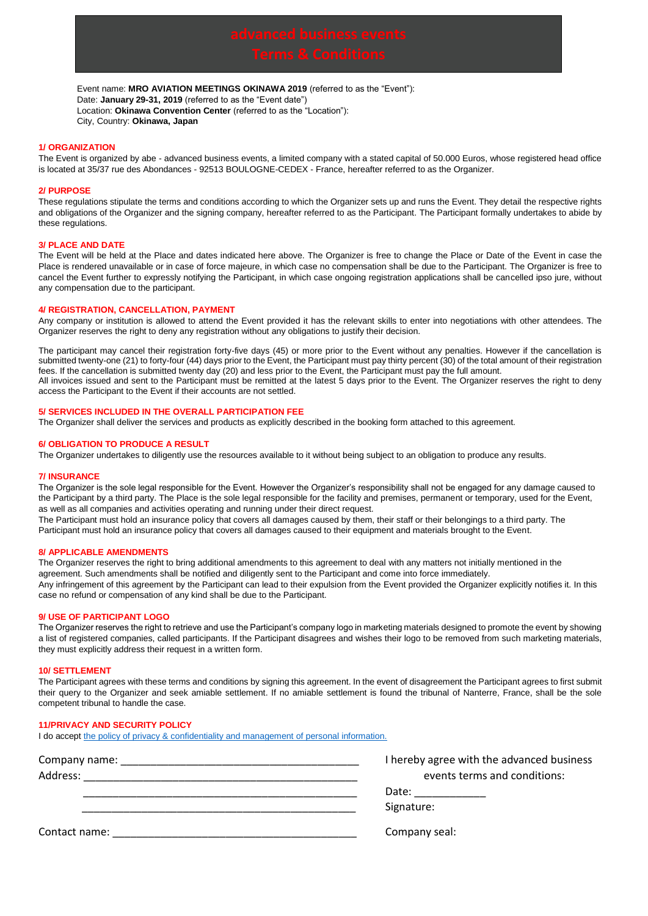# advanced business events
# Terms & Conditions

Event name: **MRO AVIATION MEETINGS OKINAWA 2019** (referred to as the "Event"):
Date: **January 29-31, 2019** (referred to as the "Event date")
Location: **Okinawa Convention Center** (referred to as the "Location"):
City, Country: **Okinawa, Japan**

## 1/ ORGANIZATION

The Event is organized by abe - advanced business events, a limited company with a stated capital of 50.000 Euros, whose registered head office is located at 35/37 rue des Abondances - 92513 BOULOGNE-CEDEX - France, hereafter referred to as the Organizer.

## 2/ PURPOSE

These regulations stipulate the terms and conditions according to which the Organizer sets up and runs the Event. They detail the respective rights and obligations of the Organizer and the signing company, hereafter referred to as the Participant. The Participant formally undertakes to abide by these regulations.

## 3/ PLACE AND DATE

The Event will be held at the Place and dates indicated here above. The Organizer is free to change the Place or Date of the Event in case the Place is rendered unavailable or in case of force majeure, in which case no compensation shall be due to the Participant. The Organizer is free to cancel the Event further to expressly notifying the Participant, in which case ongoing registration applications shall be cancelled ipso jure, without any compensation due to the participant.

## 4/ REGISTRATION, CANCELLATION, PAYMENT

Any company or institution is allowed to attend the Event provided it has the relevant skills to enter into negotiations with other attendees. The Organizer reserves the right to deny any registration without any obligations to justify their decision.

The participant may cancel their registration forty-five days (45) or more prior to the Event without any penalties. However if the cancellation is submitted twenty-one (21) to forty-four (44) days prior to the Event, the Participant must pay thirty percent (30) of the total amount of their registration fees. If the cancellation is submitted twenty day (20) and less prior to the Event, the Participant must pay the full amount.
All invoices issued and sent to the Participant must be remitted at the latest 5 days prior to the Event. The Organizer reserves the right to deny access the Participant to the Event if their accounts are not settled.

## 5/ SERVICES INCLUDED IN THE OVERALL PARTICIPATION FEE

The Organizer shall deliver the services and products as explicitly described in the booking form attached to this agreement.

## 6/ OBLIGATION TO PRODUCE A RESULT

The Organizer undertakes to diligently use the resources available to it without being subject to an obligation to produce any results.

## 7/ INSURANCE

The Organizer is the sole legal responsible for the Event. However the Organizer's responsibility shall not be engaged for any damage caused to the Participant by a third party. The Place is the sole legal responsible for the facility and premises, permanent or temporary, used for the Event, as well as all companies and activities operating and running under their direct request.
The Participant must hold an insurance policy that covers all damages caused by them, their staff or their belongings to a third party. The Participant must hold an insurance policy that covers all damages caused to their equipment and materials brought to the Event.

## 8/ APPLICABLE AMENDMENTS

The Organizer reserves the right to bring additional amendments to this agreement to deal with any matters not initially mentioned in the agreement. Such amendments shall be notified and diligently sent to the Participant and come into force immediately.
Any infringement of this agreement by the Participant can lead to their expulsion from the Event provided the Organizer explicitly notifies it. In this case no refund or compensation of any kind shall be due to the Participant.

## 9/ USE OF PARTICIPANT LOGO

The Organizer reserves the right to retrieve and use the Participant's company logo in marketing materials designed to promote the event by showing a list of registered companies, called participants. If the Participant disagrees and wishes their logo to be removed from such marketing materials, they must explicitly address their request in a written form.

## 10/ SETTLEMENT

The Participant agrees with these terms and conditions by signing this agreement. In the event of disagreement the Participant agrees to first submit their query to the Organizer and seek amiable settlement. If no amiable settlement is found the tribunal of Nanterre, France, shall be the sole competent tribunal to handle the case.

## 11/PRIVACY AND SECURITY POLICY

I do accept the policy of privacy & confidentiality and management of personal information.

Company name: ________________________________________

Address: ______________________________________________

______________________________________________

______________________________________________

Contact name: __________________________________________

I hereby agree with the advanced business events terms and conditions:

Date: ____________

Signature:

Company seal: